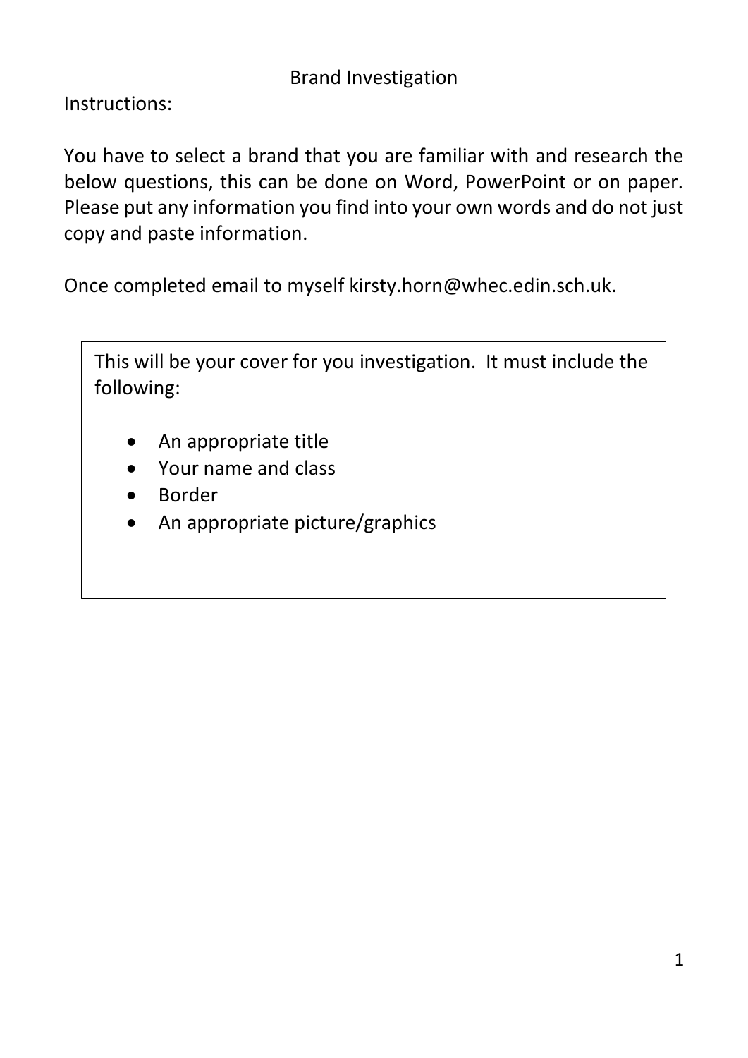# Brand Investigation

Instructions:

You have to select a brand that you are familiar with and research the below questions, this can be done on Word, PowerPoint or on paper. Please put any information you find into your own words and do not just copy and paste information.

Once completed email to myself kirsty.horn@whec.edin.sch.uk.

This will be your cover for you investigation. It must include the following:

- An appropriate title
- Your name and class
- Border
- An appropriate picture/graphics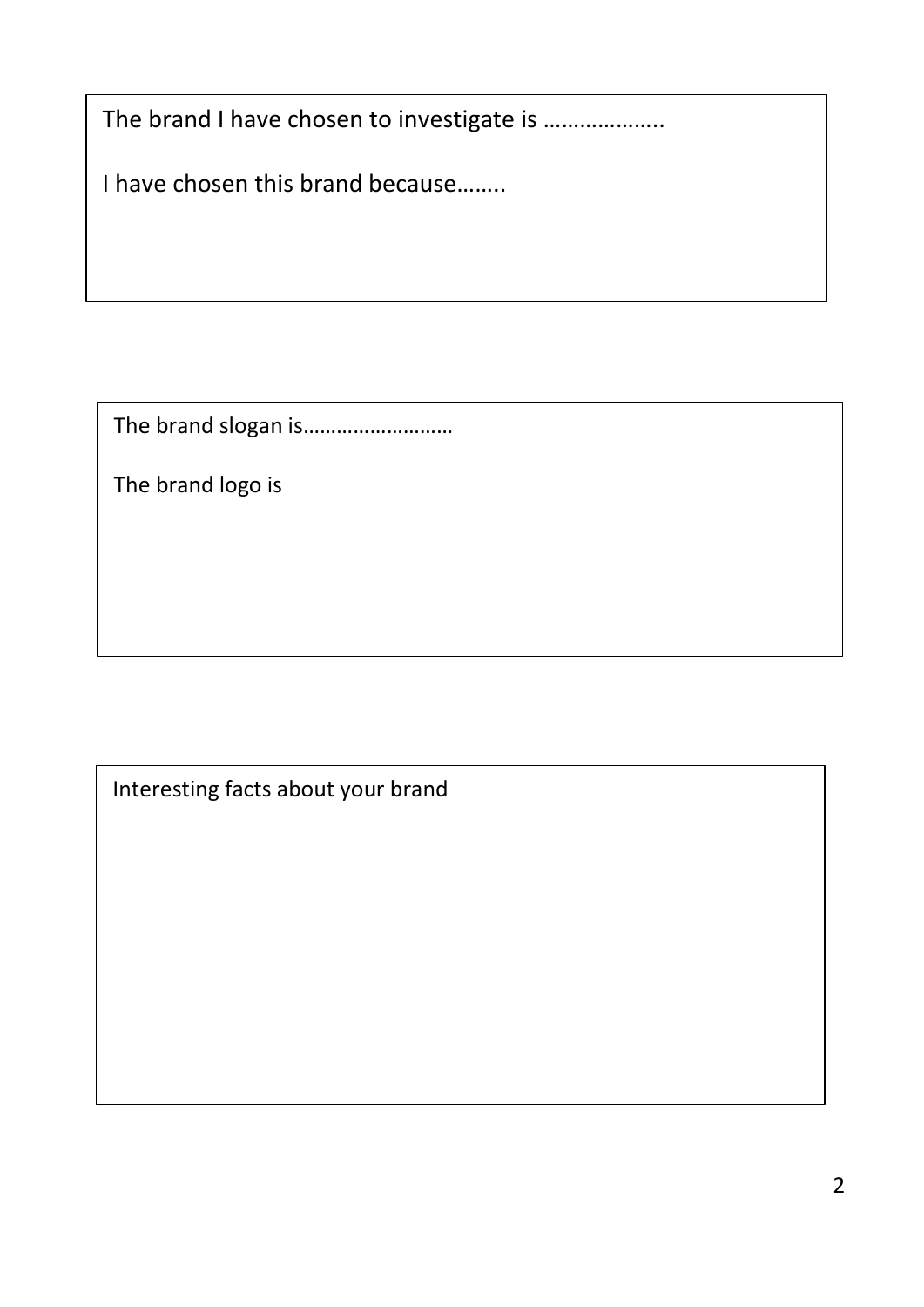The brand I have chosen to investigate is ………………..

I have chosen this brand because……..

The brand slogan is………………………

The brand logo is

Interesting facts about your brand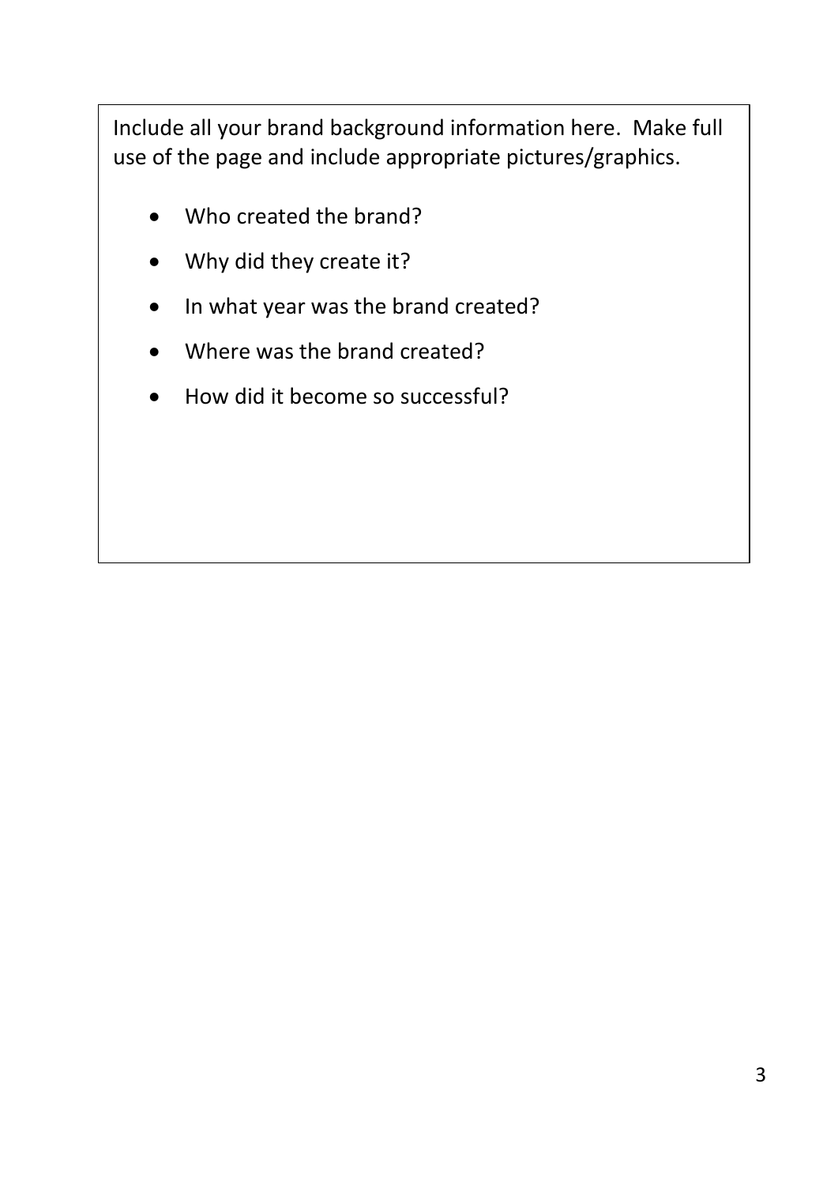Include all your brand background information here. Make full use of the page and include appropriate pictures/graphics.

- Who created the brand?
- Why did they create it?
- In what year was the brand created?
- Where was the brand created?
- How did it become so successful?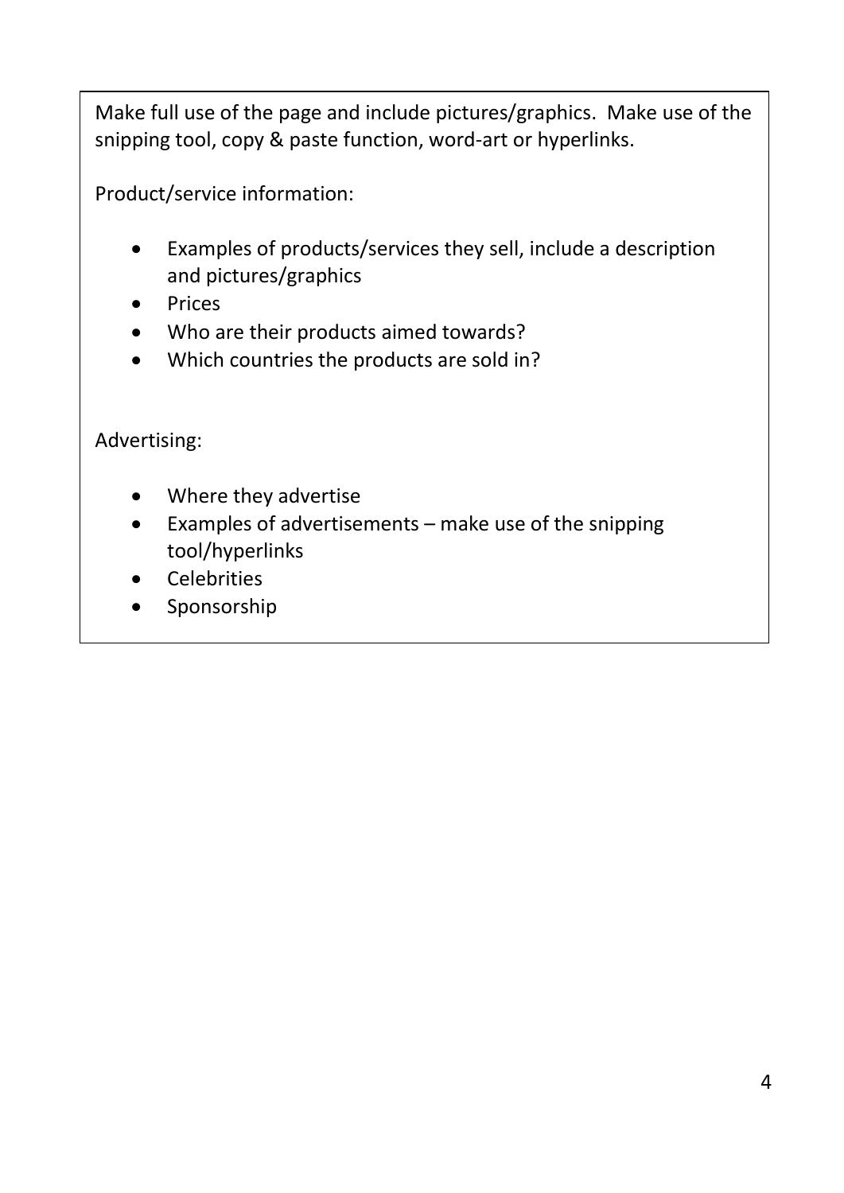Make full use of the page and include pictures/graphics. Make use of the snipping tool, copy & paste function, word-art or hyperlinks.

Product/service information:

- Examples of products/services they sell, include a description and pictures/graphics
- Prices
- Who are their products aimed towards?
- Which countries the products are sold in?

Advertising:

- Where they advertise
- Examples of advertisements – make use of the snipping tool/hyperlinks
- Celebrities
- Sponsorship